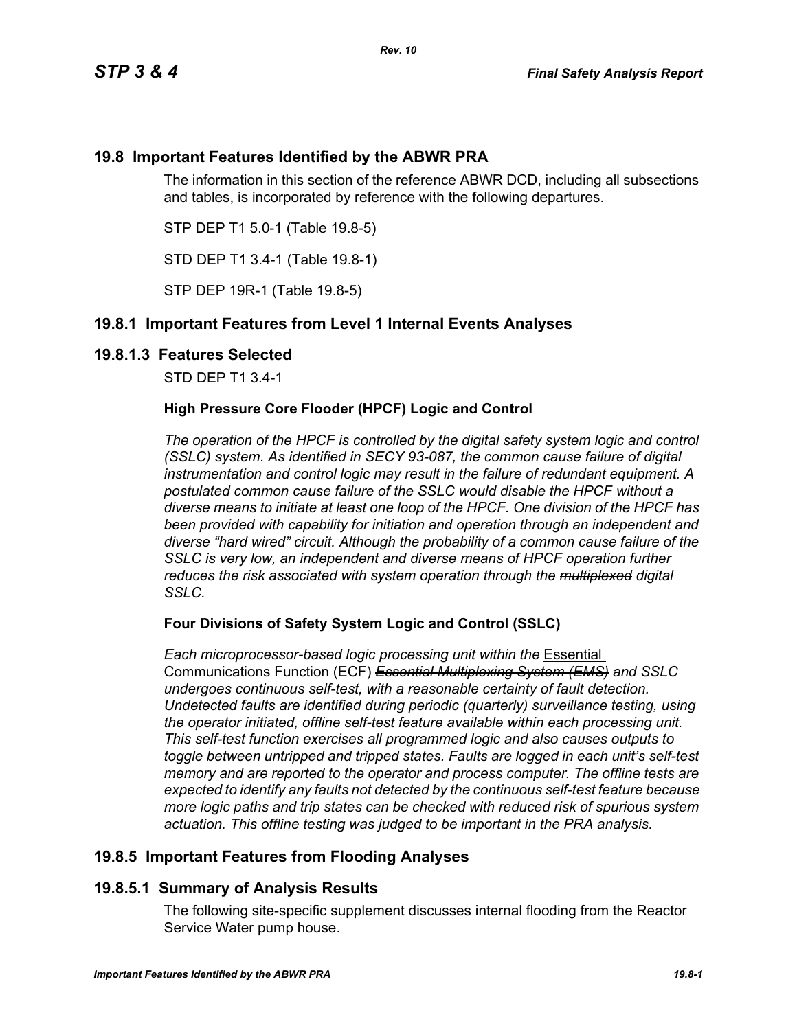## 19.8 Important Features Identified by the ABWR PRA

The information in this section of the reference ABWR DCD, including all subsections and tables, is incorporated by reference with the following departures.

STP DEP T1 5.0-1 (Table 19.8-5)

STD DEP T1 3.4-1 (Table 19.8-1)

STP DEP 19R-1 (Table 19.8-5)

## 19.8.1 Important Features from Level 1 Internal Events Analyses

### 19.8.1.3 Features Selected

STD DEP T1 3.4-1

**High Pressure Core Flooder (HPCF) Logic and Control**

*The operation of the HPCF is controlled by the digital safety system logic and control (SSLC) system. As identified in SECY 93-087, the common cause failure of digital instrumentation and control logic may result in the failure of redundant equipment. A postulated common cause failure of the SSLC would disable the HPCF without a diverse means to initiate at least one loop of the HPCF. One division of the HPCF has been provided with capability for initiation and operation through an independent and diverse "hard wired" circuit. Although the probability of a common cause failure of the SSLC is very low, an independent and diverse means of HPCF operation further reduces the risk associated with system operation through the ~~multiplexed~~ digital SSLC.*

**Four Divisions of Safety System Logic and Control (SSLC)**

*Each microprocessor-based logic processing unit within the* <u>Essential Communications Function (ECF)</u> ~~*Essential Multiplexing System (EMS)*~~ *and SSLC undergoes continuous self-test, with a reasonable certainty of fault detection. Undetected faults are identified during periodic (quarterly) surveillance testing, using the operator initiated, offline self-test feature available within each processing unit. This self-test function exercises all programmed logic and also causes outputs to toggle between untripped and tripped states. Faults are logged in each unit's self-test memory and are reported to the operator and process computer. The offline tests are expected to identify any faults not detected by the continuous self-test feature because more logic paths and trip states can be checked with reduced risk of spurious system actuation. This offline testing was judged to be important in the PRA analysis.*

## 19.8.5 Important Features from Flooding Analyses

### 19.8.5.1 Summary of Analysis Results

The following site-specific supplement discusses internal flooding from the Reactor Service Water pump house.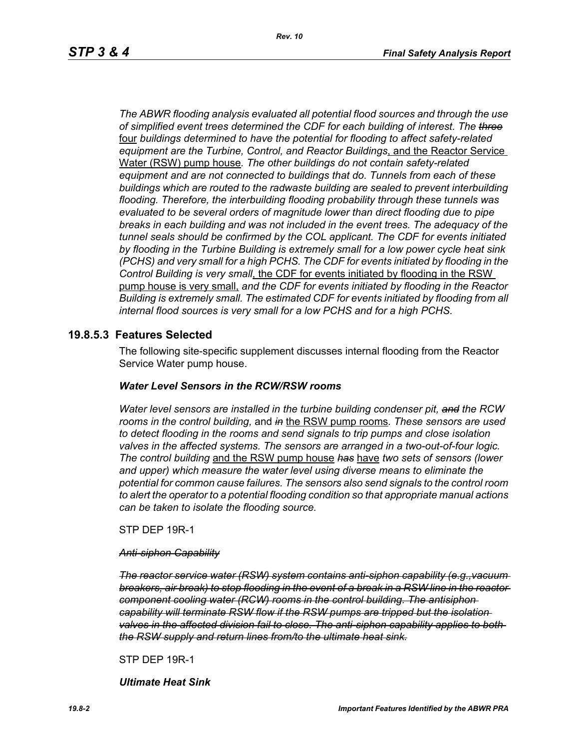*The ABWR flooding analysis evaluated all potential flood sources and through the use of simplified event trees determined the CDF for each building of interest. The ~~three~~* <u>four</u> *buildings determined to have the potential for flooding to affect safety-related equipment are the Turbine, Control, and Reactor Buildings*<u>, and the Reactor Service Water (RSW) pump house</u>*. The other buildings do not contain safety-related equipment and are not connected to buildings that do. Tunnels from each of these buildings which are routed to the radwaste building are sealed to prevent interbuilding flooding. Therefore, the interbuilding flooding probability through these tunnels was evaluated to be several orders of magnitude lower than direct flooding due to pipe breaks in each building and was not included in the event trees. The adequacy of the tunnel seals should be confirmed by the COL applicant. The CDF for events initiated by flooding in the Turbine Building is extremely small for a low power cycle heat sink (PCHS) and very small for a high PCHS. The CDF for events initiated by flooding in the Control Building is very small*<u>, the CDF for events initiated by flooding in the RSW pump house is very small,</u> *and the CDF for events initiated by flooding in the Reactor Building is extremely small. The estimated CDF for events initiated by flooding from all internal flood sources is very small for a low PCHS and for a high PCHS.*

## 19.8.5.3 Features Selected

The following site-specific supplement discusses internal flooding from the Reactor Service Water pump house.

***Water Level Sensors in the RCW/RSW rooms***

*Water level sensors are installed in the turbine building condenser pit, ~~and~~ the RCW rooms in the control building,* and *~~in~~* <u>the RSW pump rooms</u>*. These sensors are used to detect flooding in the rooms and send signals to trip pumps and close isolation valves in the affected systems. The sensors are arranged in a two-out-of-four logic. The control building* <u>and the RSW pump house</u> *~~has~~* <u>have</u> *two sets of sensors (lower and upper) which measure the water level using diverse means to eliminate the potential for common cause failures. The sensors also send signals to the control room to alert the operator to a potential flooding condition so that appropriate manual actions can be taken to isolate the flooding source.*

STP DEP 19R-1

*~~Anti-siphon Capability~~*

*~~The reactor service water (RSW) system contains anti-siphon capability (e.g.,vacuum breakers, air break) to stop flooding in the event of a break in a RSW line in the reactor component cooling water (RCW) rooms in the control building. The antisiphon capability will terminate RSW flow if the RSW pumps are tripped but the isolation valves in the affected division fail to close. The anti-siphon capability applies to both the RSW supply and return lines from/to the ultimate heat sink.~~*

STP DEP 19R-1

***Ultimate Heat Sink***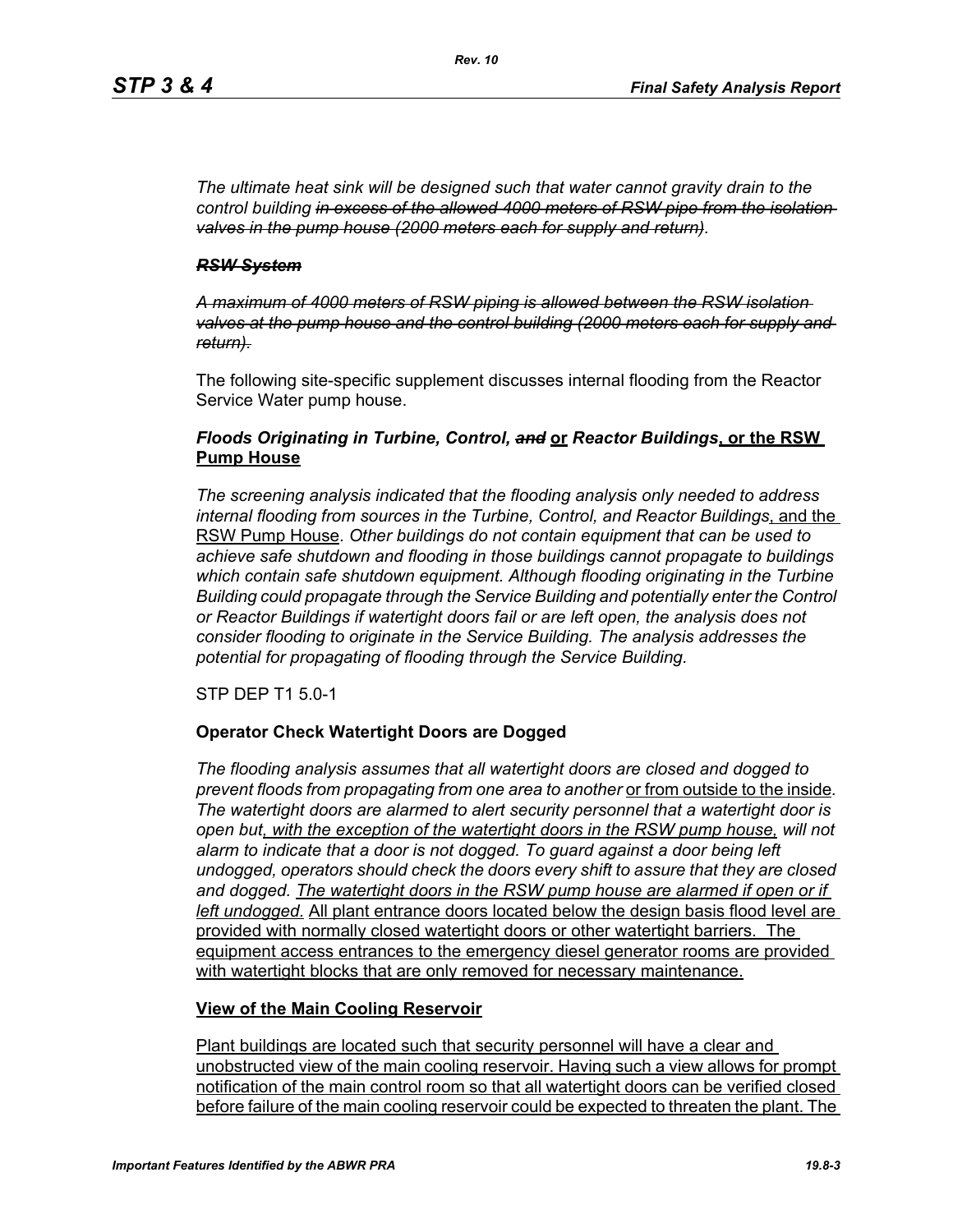*The ultimate heat sink will be designed such that water cannot gravity drain to the control building ~~in excess of the allowed 4000 meters of RSW pipe from the isolation valves in the pump house (2000 meters each for supply and return)~~.*

***~~RSW System~~***

*~~A maximum of 4000 meters of RSW piping is allowed between the RSW isolation valves at the pump house and the control building (2000 meters each for supply and return).~~*

The following site-specific supplement discusses internal flooding from the Reactor Service Water pump house.

### *Floods Originating in Turbine, Control, ~~and~~* <u>or</u> *Reactor Buildings*<u>, or the RSW Pump House</u>

*The screening analysis indicated that the flooding analysis only needed to address internal flooding from sources in the Turbine, Control, and Reactor Buildings*<u>, and the RSW Pump House</u>*. Other buildings do not contain equipment that can be used to achieve safe shutdown and flooding in those buildings cannot propagate to buildings which contain safe shutdown equipment. Although flooding originating in the Turbine Building could propagate through the Service Building and potentially enter the Control or Reactor Buildings if watertight doors fail or are left open, the analysis does not consider flooding to originate in the Service Building. The analysis addresses the potential for propagating of flooding through the Service Building.*

STP DEP T1 5.0-1

### Operator Check Watertight Doors are Dogged

*The flooding analysis assumes that all watertight doors are closed and dogged to prevent floods from propagating from one area to another* <u>or from outside to the inside</u>*. The watertight doors are alarmed to alert security personnel that a watertight door is open but*<u>*, with the exception of the watertight doors in the RSW pump house,*</u> *will not alarm to indicate that a door is not dogged. To guard against a door being left undogged, operators should check the doors every shift to assure that they are closed and dogged.* <u>*The watertight doors in the RSW pump house are alarmed if open or if left undogged*</u>*.* <u>All plant entrance doors located below the design basis flood level are provided with normally closed watertight doors or other watertight barriers. The equipment access entrances to the emergency diesel generator rooms are provided with watertight blocks that are only removed for necessary maintenance.</u>

### <u>View of the Main Cooling Reservoir</u>

<u>Plant buildings are located such that security personnel will have a clear and unobstructed view of the main cooling reservoir. Having such a view allows for prompt notification of the main control room so that all watertight doors can be verified closed before failure of the main cooling reservoir could be expected to threaten the plant. The</u>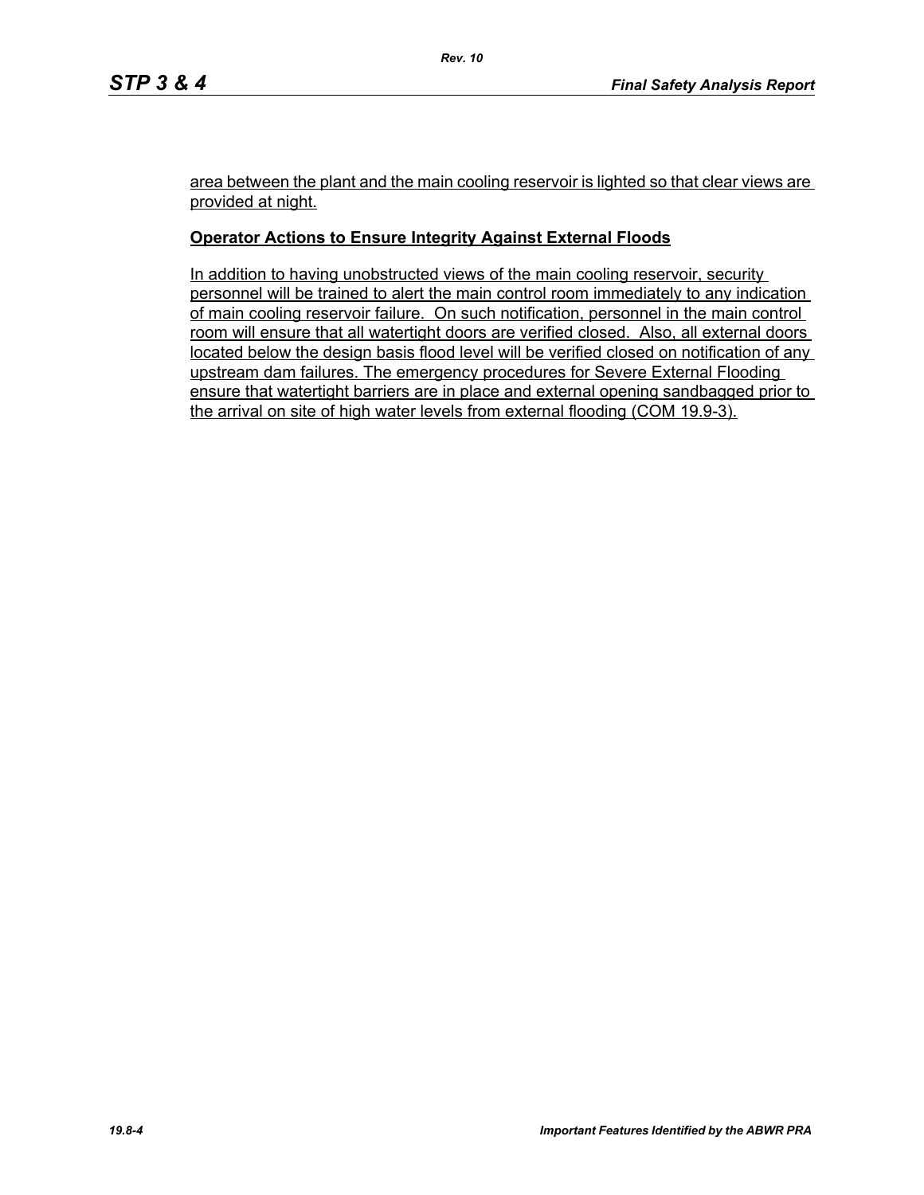area between the plant and the main cooling reservoir is lighted so that clear views are provided at night.

**Operator Actions to Ensure Integrity Against External Floods**

In addition to having unobstructed views of the main cooling reservoir, security personnel will be trained to alert the main control room immediately to any indication of main cooling reservoir failure. On such notification, personnel in the main control room will ensure that all watertight doors are verified closed. Also, all external doors located below the design basis flood level will be verified closed on notification of any upstream dam failures. The emergency procedures for Severe External Flooding ensure that watertight barriers are in place and external opening sandbagged prior to the arrival on site of high water levels from external flooding (COM 19.9-3).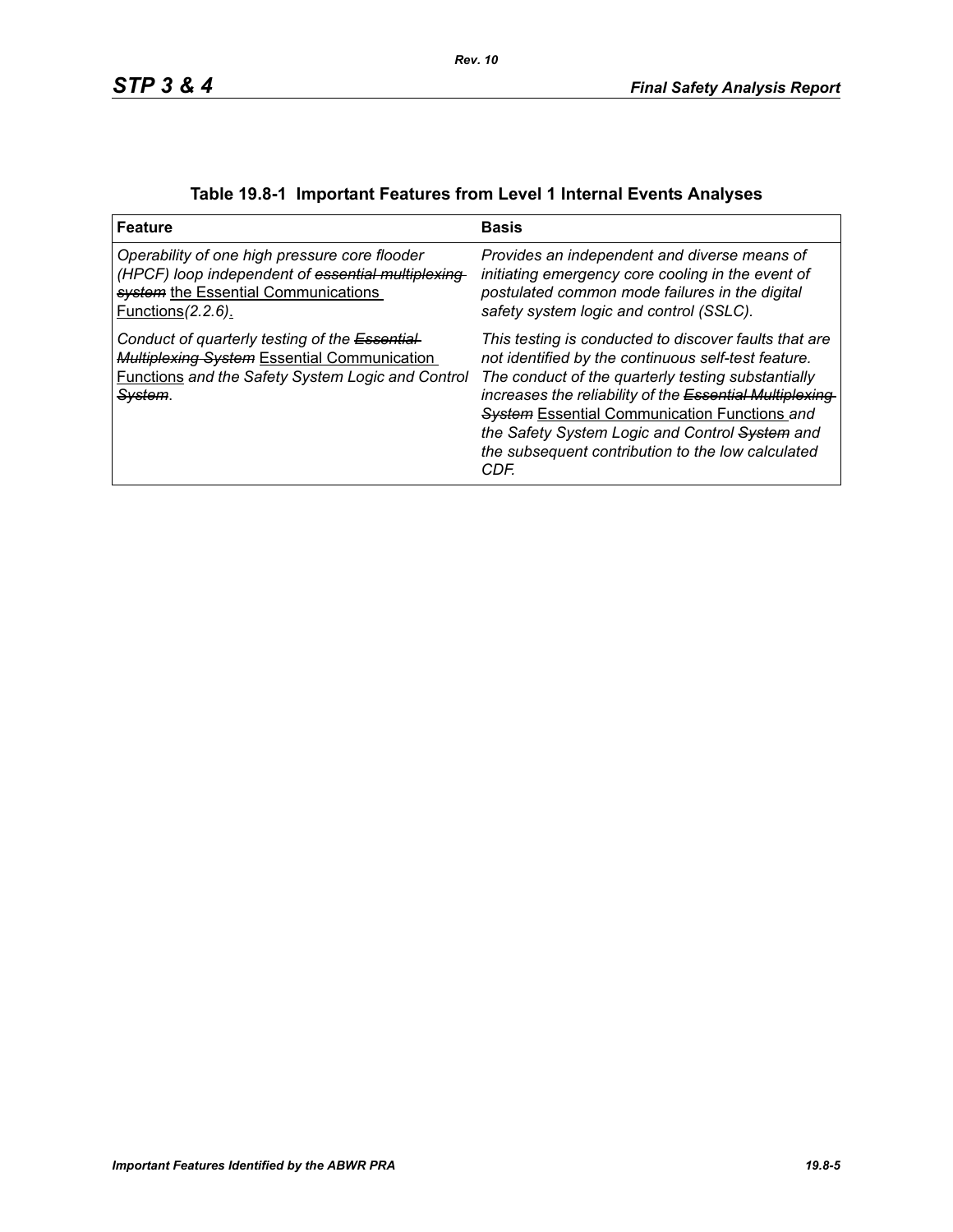**Table 19.8-1 Important Features from Level 1 Internal Events Analyses**

| Feature | Basis |
|---|---|
| *Operability of one high pressure core flooder (HPCF) loop independent of* ~~*essential multiplexing system*~~ <u>the Essential Communications Functions</u>*(2.2.6)*<u>.</u> | *Provides an independent and diverse means of initiating emergency core cooling in the event of postulated common mode failures in the digital safety system logic and control (SSLC).* |
| *Conduct of quarterly testing of the* ~~*Essential Multiplexing System*~~ <u>Essential Communication Functions</u> *and the Safety System Logic and Control* ~~*System*~~. | *This testing is conducted to discover faults that are not identified by the continuous self-test feature. The conduct of the quarterly testing substantially increases the reliability of the* ~~*Essential Multiplexing System*~~ <u>Essential Communication Functions</u> *and the Safety System Logic and Control* ~~*System*~~ *and the subsequent contribution to the low calculated CDF.* |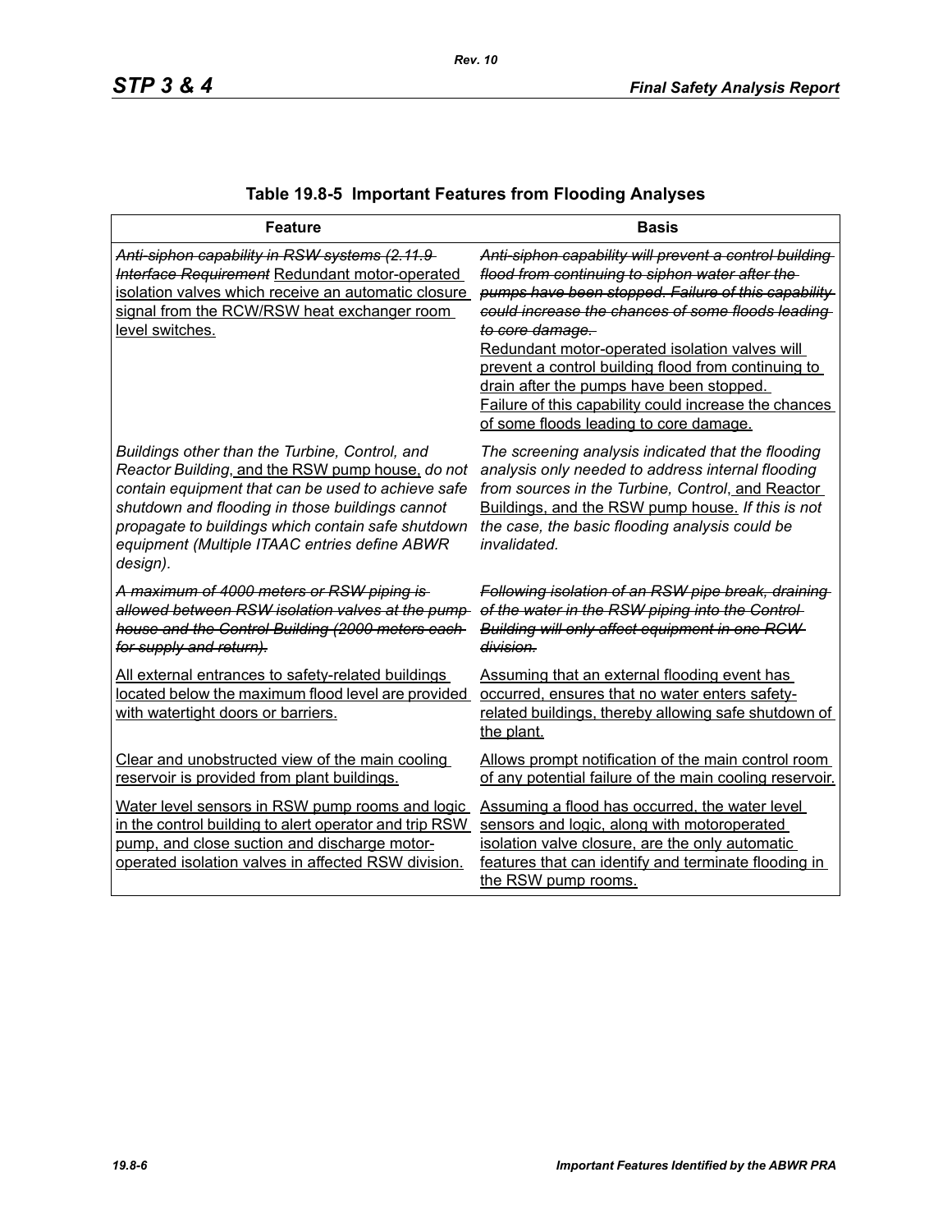## Table 19.8-5 Important Features from Flooding Analyses

| Feature | Basis |
|---|---|
| ~~*Anti-siphon capability in RSW systems (2.11.9 Interface Requirement*~~ Redundant motor-operated isolation valves which receive an automatic closure signal from the RCW/RSW heat exchanger room level switches. | ~~*Anti-siphon capability will prevent a control building flood from continuing to siphon water after the pumps have been stopped. Failure of this capability could increase the chances of some floods leading to core damage.*~~ Redundant motor-operated isolation valves will prevent a control building flood from continuing to drain after the pumps have been stopped. Failure of this capability could increase the chances of some floods leading to core damage. |
| *Buildings other than the Turbine, Control, and Reactor Building*, and the RSW pump house, *do not contain equipment that can be used to achieve safe shutdown and flooding in those buildings cannot propagate to buildings which contain safe shutdown equipment (Multiple ITAAC entries define ABWR design).* | *The screening analysis indicated that the flooding analysis only needed to address internal flooding from sources in the Turbine, Control*, and Reactor Buildings, and the RSW pump house. *If this is not the case, the basic flooding analysis could be invalidated.* |
| ~~*A maximum of 4000 meters or RSW piping is allowed between RSW isolation valves at the pump house and the Control Building (2000 meters each for supply and return).*~~ | ~~*Following isolation of an RSW pipe break, draining of the water in the RSW piping into the Control Building will only affect equipment in one RCW division.*~~ |
| All external entrances to safety-related buildings located below the maximum flood level are provided with watertight doors or barriers. | Assuming that an external flooding event has occurred, ensures that no water enters safety-related buildings, thereby allowing safe shutdown of the plant. |
| Clear and unobstructed view of the main cooling reservoir is provided from plant buildings. | Allows prompt notification of the main control room of any potential failure of the main cooling reservoir. |
| Water level sensors in RSW pump rooms and logic in the control building to alert operator and trip RSW pump, and close suction and discharge motor-operated isolation valves in affected RSW division. | Assuming a flood has occurred, the water level sensors and logic, along with motoroperated isolation valve closure, are the only automatic features that can identify and terminate flooding in the RSW pump rooms. |